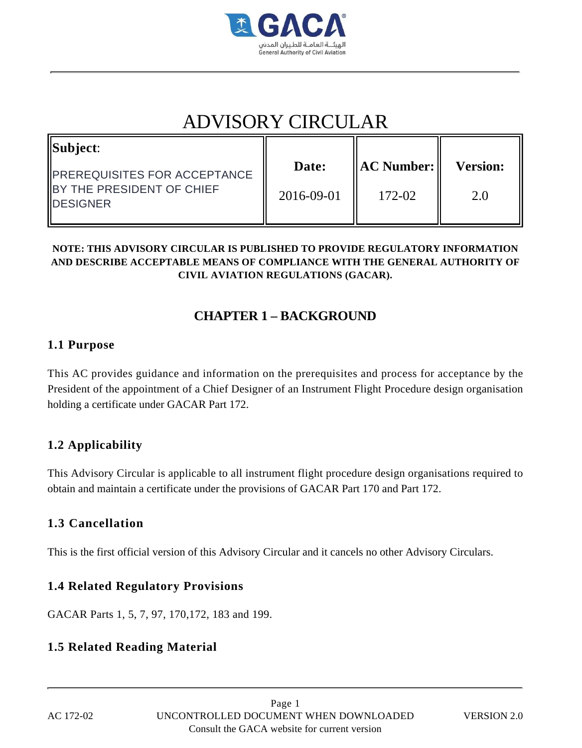# ADVISORY CIRCULAR

| **Subject**: PREREQUISITES FOR ACCEPTANCE BY THE PRESIDENT OF CHIEF DESIGNER | **Date:** | **AC Number:** | **Version:** |
|---|---|---|---|
| | 2016-09-01 | 172-02 | 2.0 |

**NOTE: THIS ADVISORY CIRCULAR IS PUBLISHED TO PROVIDE REGULATORY INFORMATION AND DESCRIBE ACCEPTABLE MEANS OF COMPLIANCE WITH THE GENERAL AUTHORITY OF CIVIL AVIATION REGULATIONS (GACAR).**

## CHAPTER 1 – BACKGROUND

### 1.1 Purpose

This AC provides guidance and information on the prerequisites and process for acceptance by the President of the appointment of a Chief Designer of an Instrument Flight Procedure design organisation holding a certificate under GACAR Part 172.

### 1.2 Applicability

This Advisory Circular is applicable to all instrument flight procedure design organisations required to obtain and maintain a certificate under the provisions of GACAR Part 170 and Part 172.

### 1.3 Cancellation

This is the first official version of this Advisory Circular and it cancels no other Advisory Circulars.

### 1.4 Related Regulatory Provisions

GACAR Parts 1, 5, 7, 97, 170,172, 183 and 199.

### 1.5 Related Reading Material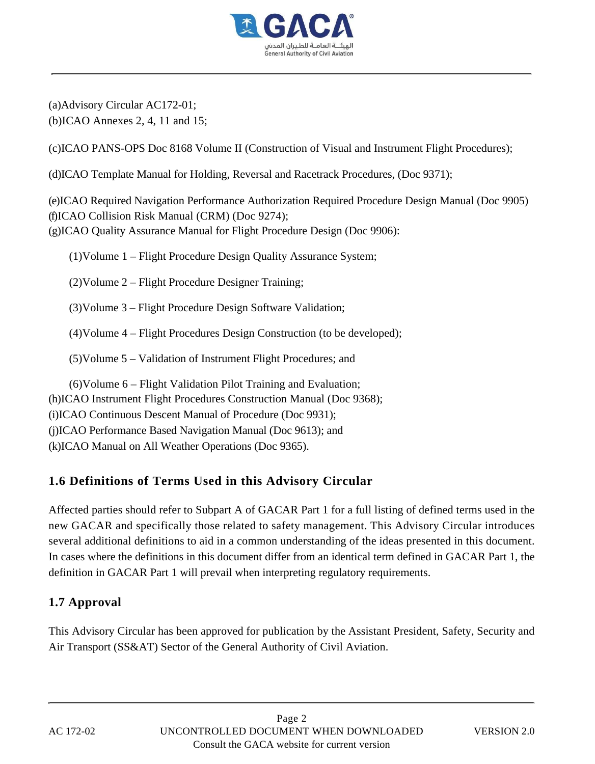(a)Advisory Circular AC172-01;
(b)ICAO Annexes 2, 4, 11 and 15;

(c)ICAO PANS-OPS Doc 8168 Volume II (Construction of Visual and Instrument Flight Procedures);

(d)ICAO Template Manual for Holding, Reversal and Racetrack Procedures, (Doc 9371);

(e)ICAO Required Navigation Performance Authorization Required Procedure Design Manual (Doc 9905)
(f)ICAO Collision Risk Manual (CRM) (Doc 9274);
(g)ICAO Quality Assurance Manual for Flight Procedure Design (Doc 9906):

(1)Volume 1 – Flight Procedure Design Quality Assurance System;

(2)Volume 2 – Flight Procedure Designer Training;

(3)Volume 3 – Flight Procedure Design Software Validation;

(4)Volume 4 – Flight Procedures Design Construction (to be developed);

(5)Volume 5 – Validation of Instrument Flight Procedures; and

(6)Volume 6 – Flight Validation Pilot Training and Evaluation;

(h)ICAO Instrument Flight Procedures Construction Manual (Doc 9368);
(i)ICAO Continuous Descent Manual of Procedure (Doc 9931);
(j)ICAO Performance Based Navigation Manual (Doc 9613); and
(k)ICAO Manual on All Weather Operations (Doc 9365).

## 1.6 Definitions of Terms Used in this Advisory Circular

Affected parties should refer to Subpart A of GACAR Part 1 for a full listing of defined terms used in the new GACAR and specifically those related to safety management. This Advisory Circular introduces several additional definitions to aid in a common understanding of the ideas presented in this document. In cases where the definitions in this document differ from an identical term defined in GACAR Part 1, the definition in GACAR Part 1 will prevail when interpreting regulatory requirements.

## 1.7 Approval

This Advisory Circular has been approved for publication by the Assistant President, Safety, Security and Air Transport (SS&AT) Sector of the General Authority of Civil Aviation.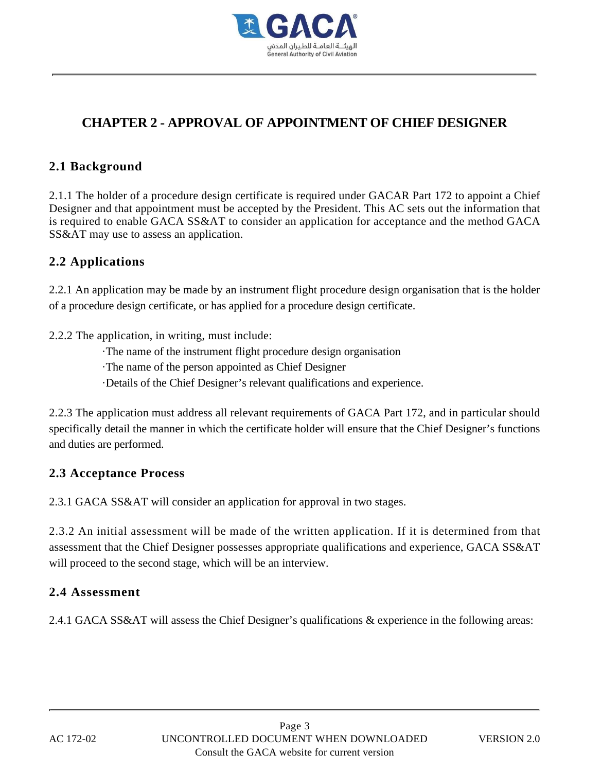# CHAPTER 2 - APPROVAL OF APPOINTMENT OF CHIEF DESIGNER

## 2.1 Background

2.1.1 The holder of a procedure design certificate is required under GACAR Part 172 to appoint a Chief Designer and that appointment must be accepted by the President. This AC sets out the information that is required to enable GACA SS&AT to consider an application for acceptance and the method GACA SS&AT may use to assess an application.

## 2.2 Applications

2.2.1 An application may be made by an instrument flight procedure design organisation that is the holder of a procedure design certificate, or has applied for a procedure design certificate.

2.2.2 The application, in writing, must include:

- The name of the instrument flight procedure design organisation
- The name of the person appointed as Chief Designer
- Details of the Chief Designer's relevant qualifications and experience.

2.2.3 The application must address all relevant requirements of GACA Part 172, and in particular should specifically detail the manner in which the certificate holder will ensure that the Chief Designer's functions and duties are performed.

## 2.3 Acceptance Process

2.3.1 GACA SS&AT will consider an application for approval in two stages.

2.3.2 An initial assessment will be made of the written application. If it is determined from that assessment that the Chief Designer possesses appropriate qualifications and experience, GACA SS&AT will proceed to the second stage, which will be an interview.

## 2.4 Assessment

2.4.1 GACA SS&AT will assess the Chief Designer's qualifications & experience in the following areas: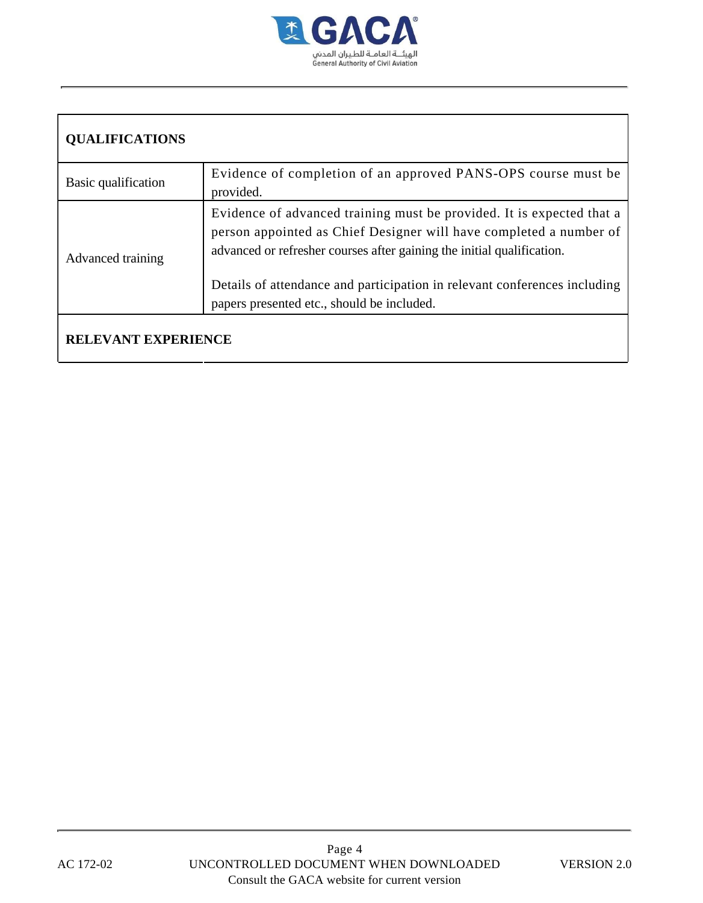| QUALIFICATIONS | |
|---|---|
| Basic qualification | Evidence of completion of an approved PANS-OPS course must be provided. |
| Advanced training | Evidence of advanced training must be provided. It is expected that a person appointed as Chief Designer will have completed a number of advanced or refresher courses after gaining the initial qualification.<br><br>Details of attendance and participation in relevant conferences including papers presented etc., should be included. |
| **RELEVANT EXPERIENCE** | |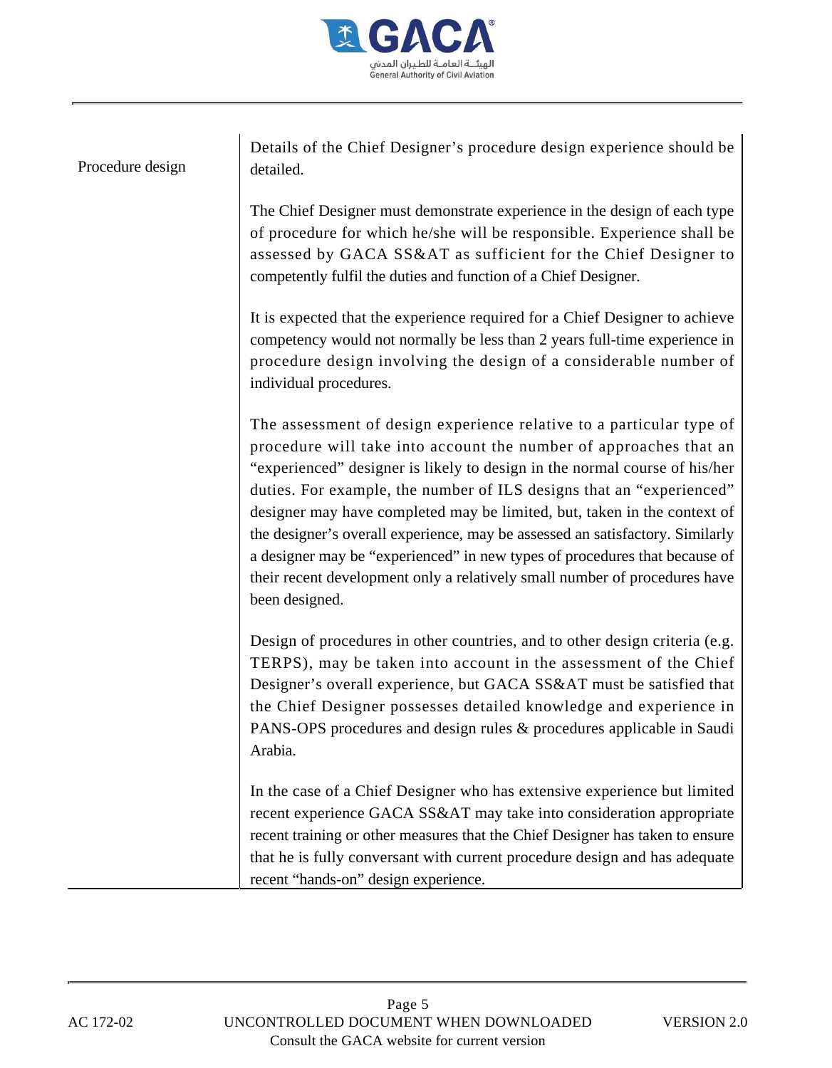| | |
|---|---|
| Procedure design | Details of the Chief Designer's procedure design experience should be detailed.<br><br>The Chief Designer must demonstrate experience in the design of each type of procedure for which he/she will be responsible. Experience shall be assessed by GACA SS&AT as sufficient for the Chief Designer to competently fulfil the duties and function of a Chief Designer.<br><br>It is expected that the experience required for a Chief Designer to achieve competency would not normally be less than 2 years full-time experience in procedure design involving the design of a considerable number of individual procedures.<br><br>The assessment of design experience relative to a particular type of procedure will take into account the number of approaches that an "experienced" designer is likely to design in the normal course of his/her duties. For example, the number of ILS designs that an "experienced" designer may have completed may be limited, but, taken in the context of the designer's overall experience, may be assessed an satisfactory. Similarly a designer may be "experienced" in new types of procedures that because of their recent development only a relatively small number of procedures have been designed.<br><br>Design of procedures in other countries, and to other design criteria (e.g. TERPS), may be taken into account in the assessment of the Chief Designer's overall experience, but GACA SS&AT must be satisfied that the Chief Designer possesses detailed knowledge and experience in PANS-OPS procedures and design rules & procedures applicable in Saudi Arabia.<br><br>In the case of a Chief Designer who has extensive experience but limited recent experience GACA SS&AT may take into consideration appropriate recent training or other measures that the Chief Designer has taken to ensure that he is fully conversant with current procedure design and has adequate recent "hands-on" design experience. |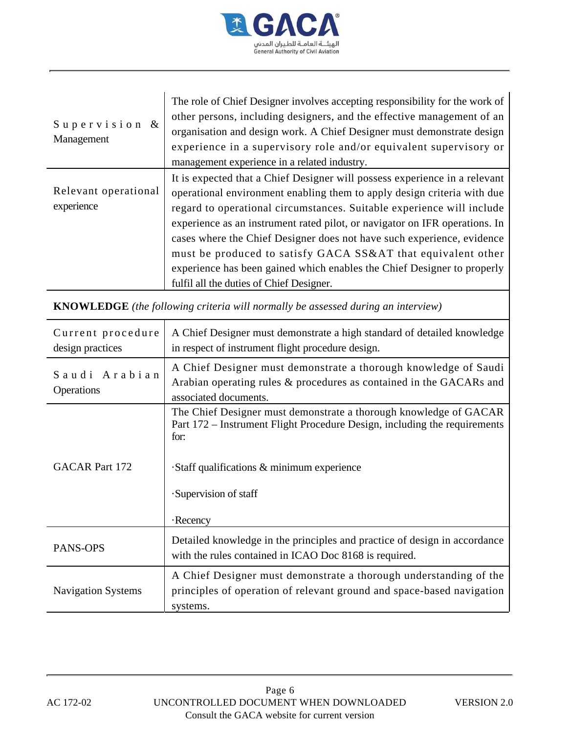| | |
|---|---|
| Supervision & Management | The role of Chief Designer involves accepting responsibility for the work of other persons, including designers, and the effective management of an organisation and design work. A Chief Designer must demonstrate design experience in a supervisory role and/or equivalent supervisory or management experience in a related industry. |
| Relevant operational experience | It is expected that a Chief Designer will possess experience in a relevant operational environment enabling them to apply design criteria with due regard to operational circumstances. Suitable experience will include experience as an instrument rated pilot, or navigator on IFR operations. In cases where the Chief Designer does not have such experience, evidence must be produced to satisfy GACA SS&AT that equivalent other experience has been gained which enables the Chief Designer to properly fulfil all the duties of Chief Designer. |
| **KNOWLEDGE** *(the following criteria will normally be assessed during an interview)* | |
| Current procedure design practices | A Chief Designer must demonstrate a high standard of detailed knowledge in respect of instrument flight procedure design. |
| Saudi Arabian Operations | A Chief Designer must demonstrate a thorough knowledge of Saudi Arabian operating rules & procedures as contained in the GACARs and associated documents. |
| GACAR Part 172 | The Chief Designer must demonstrate a thorough knowledge of GACAR Part 172 – Instrument Flight Procedure Design, including the requirements for:<br><br>·Staff qualifications & minimum experience<br><br>·Supervision of staff<br><br>·Recency |
| PANS-OPS | Detailed knowledge in the principles and practice of design in accordance with the rules contained in ICAO Doc 8168 is required. |
| Navigation Systems | A Chief Designer must demonstrate a thorough understanding of the principles of operation of relevant ground and space-based navigation systems. |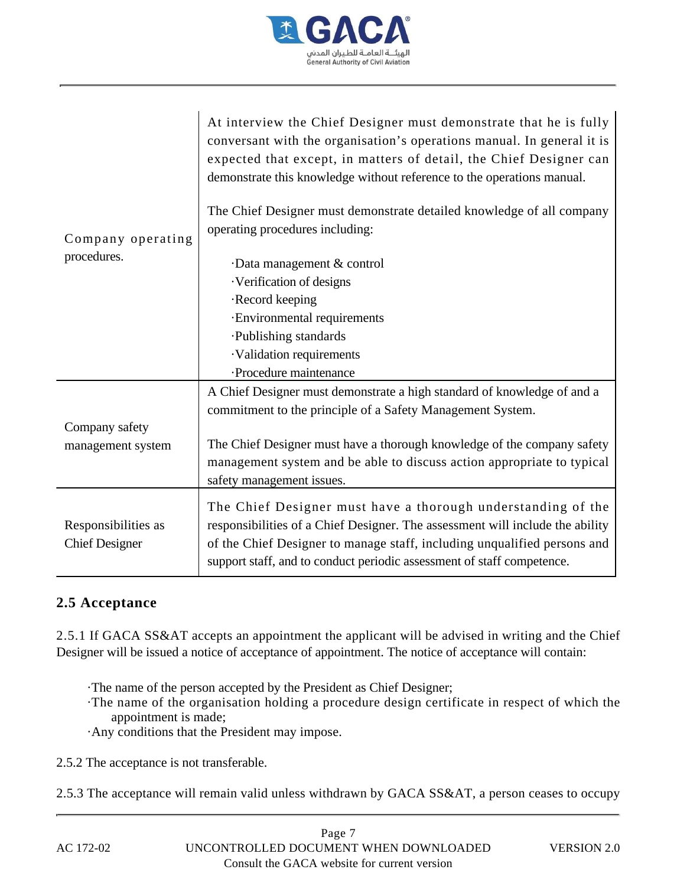| | |
|---|---|
| Company operating procedures. | At interview the Chief Designer must demonstrate that he is fully conversant with the organisation's operations manual. In general it is expected that except, in matters of detail, the Chief Designer can demonstrate this knowledge without reference to the operations manual.<br><br>The Chief Designer must demonstrate detailed knowledge of all company operating procedures including:<br><br>·Data management & control<br>·Verification of designs<br>·Record keeping<br>·Environmental requirements<br>·Publishing standards<br>·Validation requirements<br>·Procedure maintenance |
| Company safety management system | A Chief Designer must demonstrate a high standard of knowledge of and a commitment to the principle of a Safety Management System.<br><br>The Chief Designer must have a thorough knowledge of the company safety management system and be able to discuss action appropriate to typical safety management issues. |
| Responsibilities as Chief Designer | The Chief Designer must have a thorough understanding of the responsibilities of a Chief Designer. The assessment will include the ability of the Chief Designer to manage staff, including unqualified persons and support staff, and to conduct periodic assessment of staff competence. |

## 2.5 Acceptance

2.5.1 If GACA SS&AT accepts an appointment the applicant will be advised in writing and the Chief Designer will be issued a notice of acceptance of appointment. The notice of acceptance will contain:

- The name of the person accepted by the President as Chief Designer;
- The name of the organisation holding a procedure design certificate in respect of which the appointment is made;
- Any conditions that the President may impose.

2.5.2 The acceptance is not transferable.

2.5.3 The acceptance will remain valid unless withdrawn by GACA SS&AT, a person ceases to occupy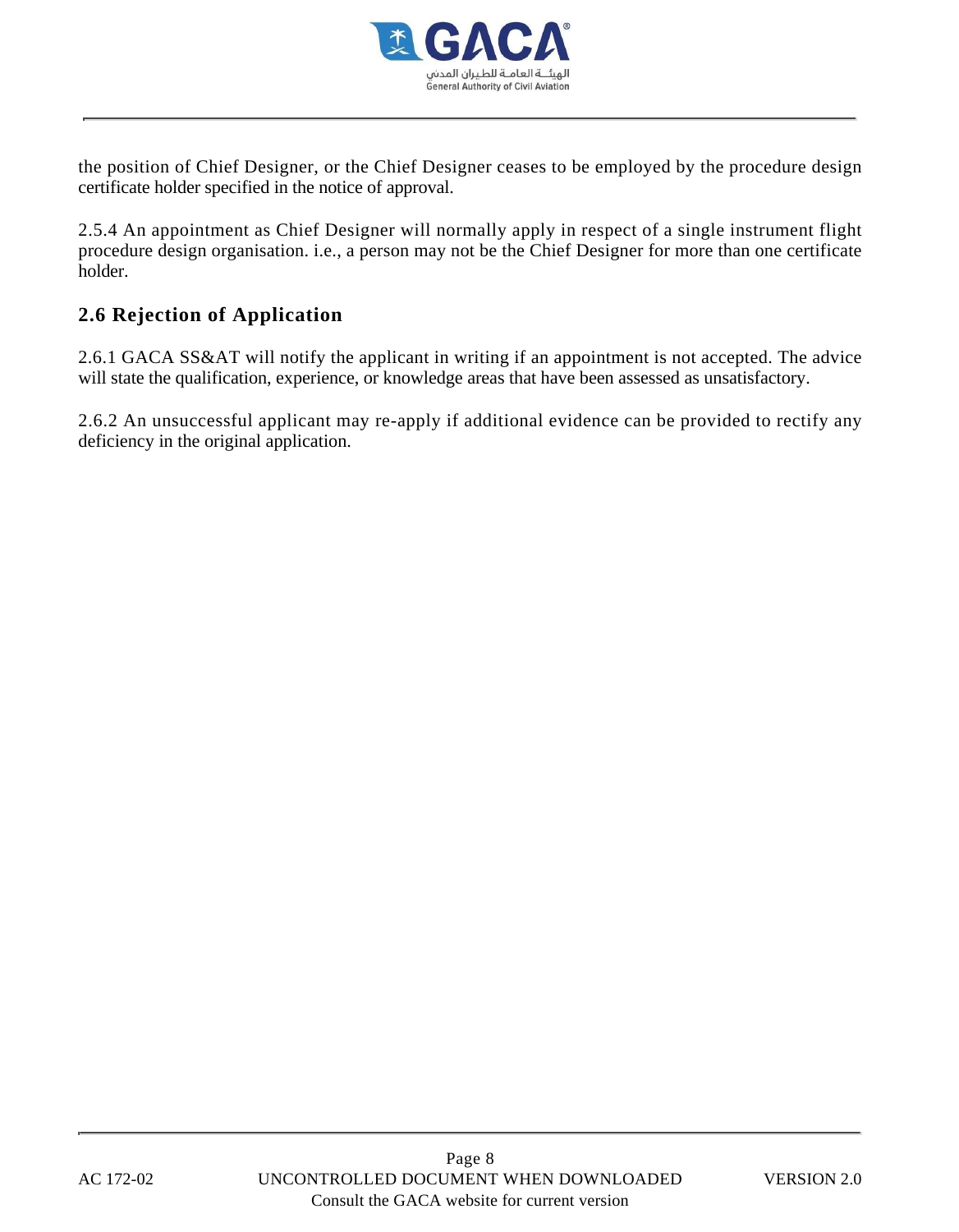the position of Chief Designer, or the Chief Designer ceases to be employed by the procedure design certificate holder specified in the notice of approval.

2.5.4 An appointment as Chief Designer will normally apply in respect of a single instrument flight procedure design organisation. i.e., a person may not be the Chief Designer for more than one certificate holder.

## 2.6 Rejection of Application

2.6.1 GACA SS&AT will notify the applicant in writing if an appointment is not accepted. The advice will state the qualification, experience, or knowledge areas that have been assessed as unsatisfactory.

2.6.2 An unsuccessful applicant may re-apply if additional evidence can be provided to rectify any deficiency in the original application.